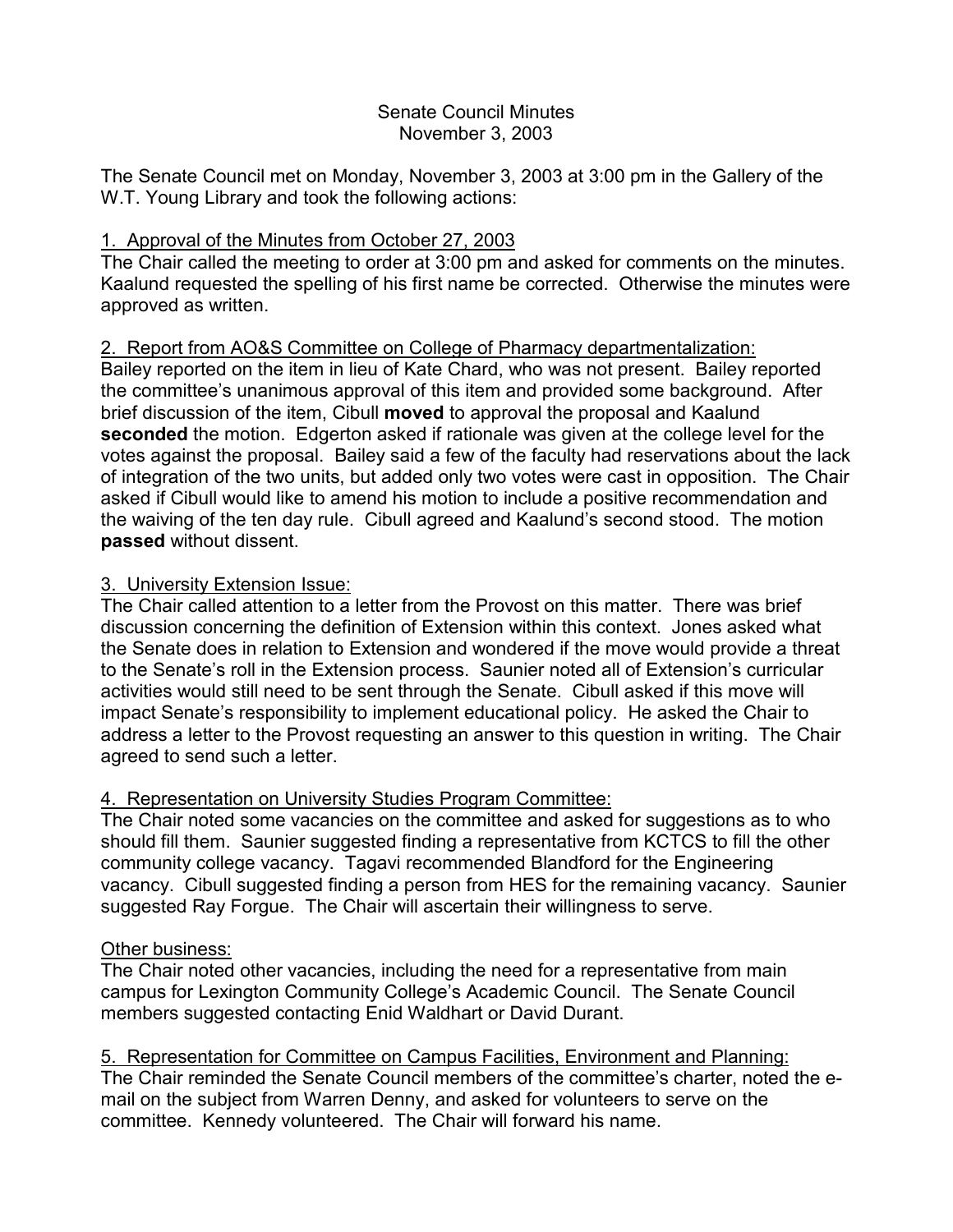# Senate Council Minutes
November 3, 2003

The Senate Council met on Monday, November 3, 2003 at 3:00 pm in the Gallery of the W.T. Young Library and took the following actions:

## 1. Approval of the Minutes from October 27, 2003

The Chair called the meeting to order at 3:00 pm and asked for comments on the minutes. Kaalund requested the spelling of his first name be corrected. Otherwise the minutes were approved as written.

## 2. Report from AO&S Committee on College of Pharmacy departmentalization:

Bailey reported on the item in lieu of Kate Chard, who was not present. Bailey reported the committee's unanimous approval of this item and provided some background. After brief discussion of the item, Cibull **moved** to approval the proposal and Kaalund **seconded** the motion. Edgerton asked if rationale was given at the college level for the votes against the proposal. Bailey said a few of the faculty had reservations about the lack of integration of the two units, but added only two votes were cast in opposition. The Chair asked if Cibull would like to amend his motion to include a positive recommendation and the waiving of the ten day rule. Cibull agreed and Kaalund's second stood. The motion **passed** without dissent.

## 3. University Extension Issue:

The Chair called attention to a letter from the Provost on this matter. There was brief discussion concerning the definition of Extension within this context. Jones asked what the Senate does in relation to Extension and wondered if the move would provide a threat to the Senate's roll in the Extension process. Saunier noted all of Extension's curricular activities would still need to be sent through the Senate. Cibull asked if this move will impact Senate's responsibility to implement educational policy. He asked the Chair to address a letter to the Provost requesting an answer to this question in writing. The Chair agreed to send such a letter.

## 4. Representation on University Studies Program Committee:

The Chair noted some vacancies on the committee and asked for suggestions as to who should fill them. Saunier suggested finding a representative from KCTCS to fill the other community college vacancy. Tagavi recommended Blandford for the Engineering vacancy. Cibull suggested finding a person from HES for the remaining vacancy. Saunier suggested Ray Forgue. The Chair will ascertain their willingness to serve.

## Other business:

The Chair noted other vacancies, including the need for a representative from main campus for Lexington Community College's Academic Council. The Senate Council members suggested contacting Enid Waldhart or David Durant.

## 5. Representation for Committee on Campus Facilities, Environment and Planning:

The Chair reminded the Senate Council members of the committee's charter, noted the e-mail on the subject from Warren Denny, and asked for volunteers to serve on the committee. Kennedy volunteered. The Chair will forward his name.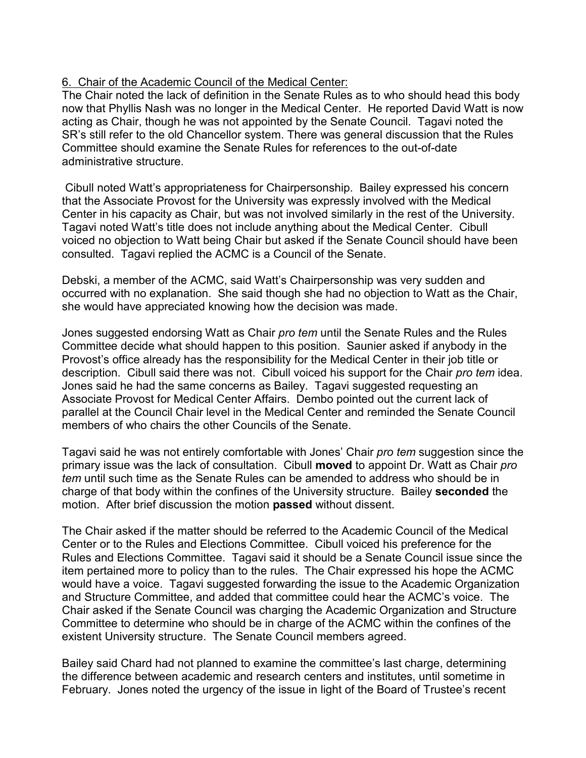6. Chair of the Academic Council of the Medical Center:

The Chair noted the lack of definition in the Senate Rules as to who should head this body now that Phyllis Nash was no longer in the Medical Center. He reported David Watt is now acting as Chair, though he was not appointed by the Senate Council. Tagavi noted the SR's still refer to the old Chancellor system. There was general discussion that the Rules Committee should examine the Senate Rules for references to the out-of-date administrative structure.

Cibull noted Watt's appropriateness for Chairpersonship. Bailey expressed his concern that the Associate Provost for the University was expressly involved with the Medical Center in his capacity as Chair, but was not involved similarly in the rest of the University. Tagavi noted Watt's title does not include anything about the Medical Center. Cibull voiced no objection to Watt being Chair but asked if the Senate Council should have been consulted. Tagavi replied the ACMC is a Council of the Senate.

Debski, a member of the ACMC, said Watt's Chairpersonship was very sudden and occurred with no explanation. She said though she had no objection to Watt as the Chair, she would have appreciated knowing how the decision was made.

Jones suggested endorsing Watt as Chair *pro tem* until the Senate Rules and the Rules Committee decide what should happen to this position. Saunier asked if anybody in the Provost's office already has the responsibility for the Medical Center in their job title or description. Cibull said there was not. Cibull voiced his support for the Chair *pro tem* idea. Jones said he had the same concerns as Bailey. Tagavi suggested requesting an Associate Provost for Medical Center Affairs. Dembo pointed out the current lack of parallel at the Council Chair level in the Medical Center and reminded the Senate Council members of who chairs the other Councils of the Senate.

Tagavi said he was not entirely comfortable with Jones' Chair *pro tem* suggestion since the primary issue was the lack of consultation. Cibull **moved** to appoint Dr. Watt as Chair *pro tem* until such time as the Senate Rules can be amended to address who should be in charge of that body within the confines of the University structure. Bailey **seconded** the motion. After brief discussion the motion **passed** without dissent.

The Chair asked if the matter should be referred to the Academic Council of the Medical Center or to the Rules and Elections Committee. Cibull voiced his preference for the Rules and Elections Committee. Tagavi said it should be a Senate Council issue since the item pertained more to policy than to the rules. The Chair expressed his hope the ACMC would have a voice. Tagavi suggested forwarding the issue to the Academic Organization and Structure Committee, and added that committee could hear the ACMC's voice. The Chair asked if the Senate Council was charging the Academic Organization and Structure Committee to determine who should be in charge of the ACMC within the confines of the existent University structure. The Senate Council members agreed.

Bailey said Chard had not planned to examine the committee's last charge, determining the difference between academic and research centers and institutes, until sometime in February. Jones noted the urgency of the issue in light of the Board of Trustee's recent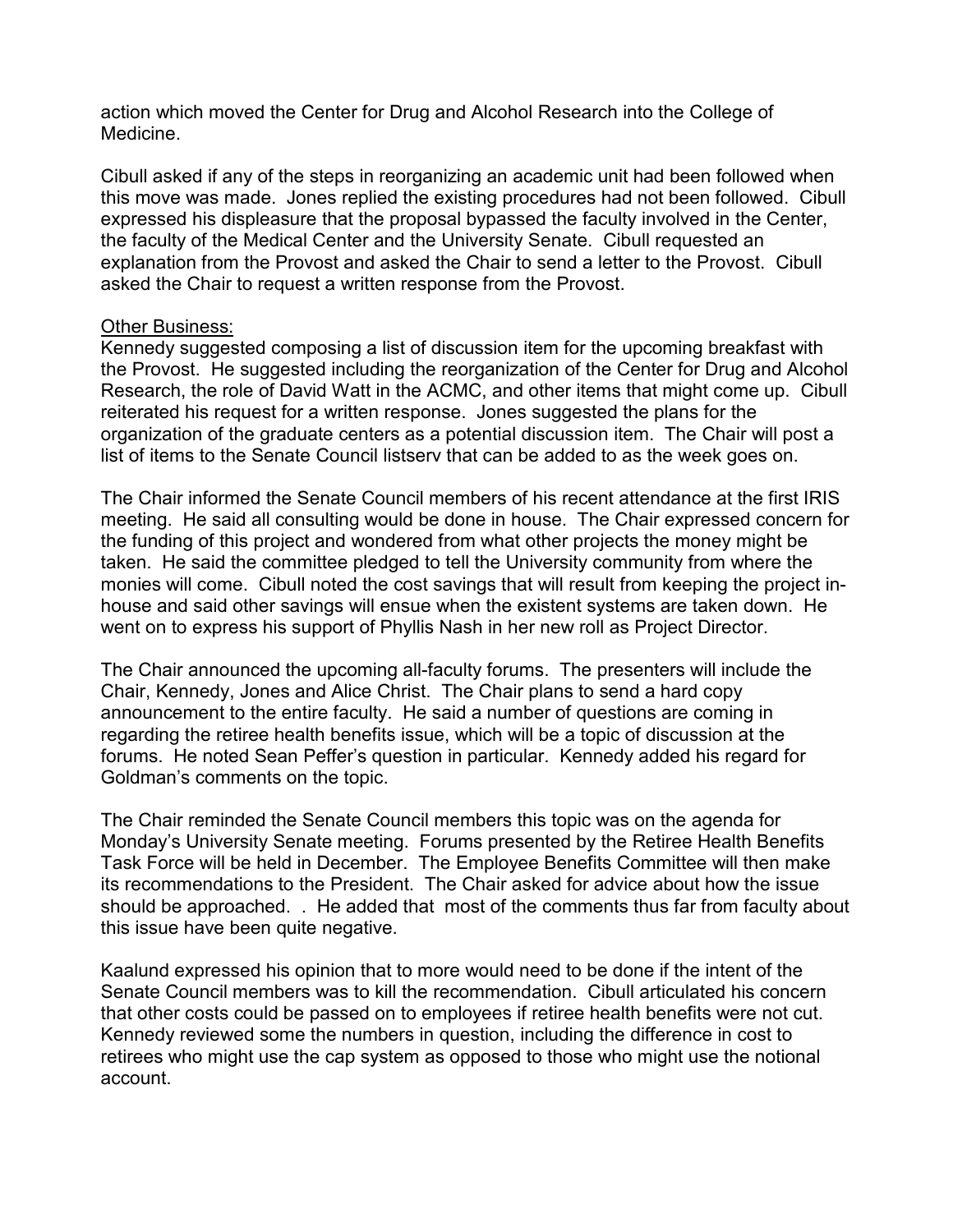action which moved the Center for Drug and Alcohol Research into the College of Medicine.

Cibull asked if any of the steps in reorganizing an academic unit had been followed when this move was made. Jones replied the existing procedures had not been followed. Cibull expressed his displeasure that the proposal bypassed the faculty involved in the Center, the faculty of the Medical Center and the University Senate. Cibull requested an explanation from the Provost and asked the Chair to send a letter to the Provost. Cibull asked the Chair to request a written response from the Provost.

<u>Other Business:</u>
Kennedy suggested composing a list of discussion item for the upcoming breakfast with the Provost. He suggested including the reorganization of the Center for Drug and Alcohol Research, the role of David Watt in the ACMC, and other items that might come up. Cibull reiterated his request for a written response. Jones suggested the plans for the organization of the graduate centers as a potential discussion item. The Chair will post a list of items to the Senate Council listserv that can be added to as the week goes on.

The Chair informed the Senate Council members of his recent attendance at the first IRIS meeting. He said all consulting would be done in house. The Chair expressed concern for the funding of this project and wondered from what other projects the money might be taken. He said the committee pledged to tell the University community from where the monies will come. Cibull noted the cost savings that will result from keeping the project in-house and said other savings will ensue when the existent systems are taken down. He went on to express his support of Phyllis Nash in her new roll as Project Director.

The Chair announced the upcoming all-faculty forums. The presenters will include the Chair, Kennedy, Jones and Alice Christ. The Chair plans to send a hard copy announcement to the entire faculty. He said a number of questions are coming in regarding the retiree health benefits issue, which will be a topic of discussion at the forums. He noted Sean Peffer's question in particular. Kennedy added his regard for Goldman's comments on the topic.

The Chair reminded the Senate Council members this topic was on the agenda for Monday's University Senate meeting. Forums presented by the Retiree Health Benefits Task Force will be held in December. The Employee Benefits Committee will then make its recommendations to the President. The Chair asked for advice about how the issue should be approached. . He added that most of the comments thus far from faculty about this issue have been quite negative.

Kaalund expressed his opinion that to more would need to be done if the intent of the Senate Council members was to kill the recommendation. Cibull articulated his concern that other costs could be passed on to employees if retiree health benefits were not cut. Kennedy reviewed some the numbers in question, including the difference in cost to retirees who might use the cap system as opposed to those who might use the notional account.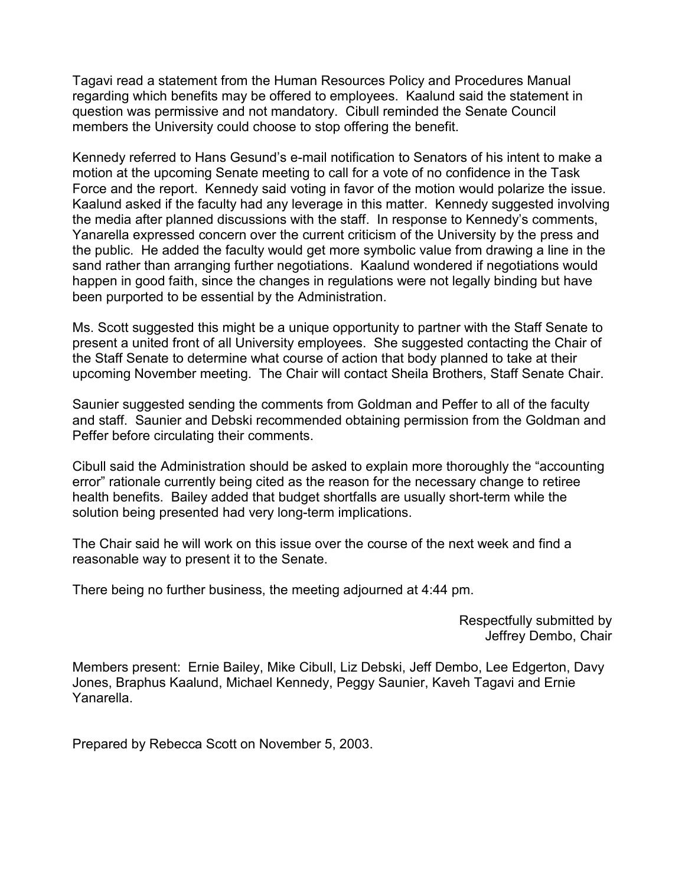Tagavi read a statement from the Human Resources Policy and Procedures Manual regarding which benefits may be offered to employees. Kaalund said the statement in question was permissive and not mandatory. Cibull reminded the Senate Council members the University could choose to stop offering the benefit.

Kennedy referred to Hans Gesund's e-mail notification to Senators of his intent to make a motion at the upcoming Senate meeting to call for a vote of no confidence in the Task Force and the report. Kennedy said voting in favor of the motion would polarize the issue. Kaalund asked if the faculty had any leverage in this matter. Kennedy suggested involving the media after planned discussions with the staff. In response to Kennedy's comments, Yanarella expressed concern over the current criticism of the University by the press and the public. He added the faculty would get more symbolic value from drawing a line in the sand rather than arranging further negotiations. Kaalund wondered if negotiations would happen in good faith, since the changes in regulations were not legally binding but have been purported to be essential by the Administration.

Ms. Scott suggested this might be a unique opportunity to partner with the Staff Senate to present a united front of all University employees. She suggested contacting the Chair of the Staff Senate to determine what course of action that body planned to take at their upcoming November meeting. The Chair will contact Sheila Brothers, Staff Senate Chair.

Saunier suggested sending the comments from Goldman and Peffer to all of the faculty and staff. Saunier and Debski recommended obtaining permission from the Goldman and Peffer before circulating their comments.

Cibull said the Administration should be asked to explain more thoroughly the "accounting error" rationale currently being cited as the reason for the necessary change to retiree health benefits. Bailey added that budget shortfalls are usually short-term while the solution being presented had very long-term implications.

The Chair said he will work on this issue over the course of the next week and find a reasonable way to present it to the Senate.

There being no further business, the meeting adjourned at 4:44 pm.

Respectfully submitted by
Jeffrey Dembo, Chair

Members present: Ernie Bailey, Mike Cibull, Liz Debski, Jeff Dembo, Lee Edgerton, Davy Jones, Braphus Kaalund, Michael Kennedy, Peggy Saunier, Kaveh Tagavi and Ernie Yanarella.

Prepared by Rebecca Scott on November 5, 2003.